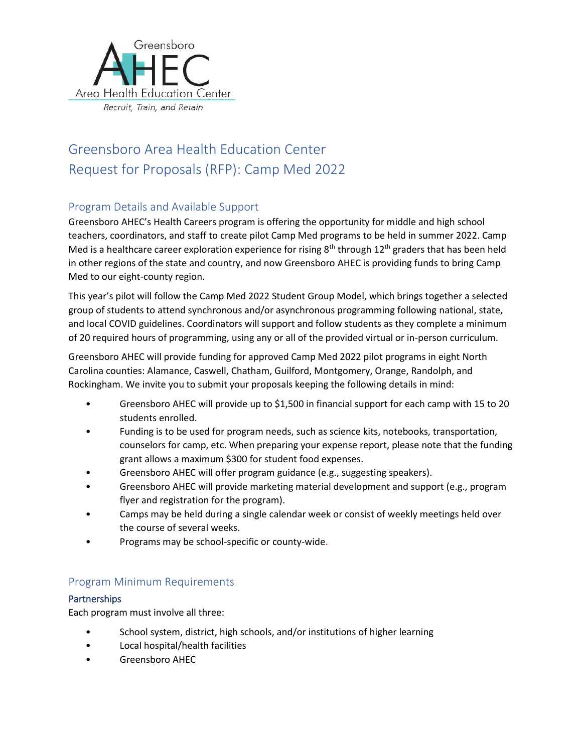Greensboro AHEC Area Health Education Center

*Recruit, Train, and Retain*

# Greensboro Area Health Education Center Request for Proposals (RFP): Camp Med 2022

## Program Details and Available Support

Greensboro AHEC's Health Careers program is offering the opportunity for middle and high school teachers, coordinators, and staff to create pilot Camp Med programs to be held in summer 2022. Camp Med is a healthcare career exploration experience for rising 8th through 12th graders that has been held in other regions of the state and country, and now Greensboro AHEC is providing funds to bring Camp Med to our eight-county region.

This year's pilot will follow the Camp Med 2022 Student Group Model, which brings together a selected group of students to attend synchronous and/or asynchronous programming following national, state, and local COVID guidelines. Coordinators will support and follow students as they complete a minimum of 20 required hours of programming, using any or all of the provided virtual or in-person curriculum.

Greensboro AHEC will provide funding for approved Camp Med 2022 pilot programs in eight North Carolina counties: Alamance, Caswell, Chatham, Guilford, Montgomery, Orange, Randolph, and Rockingham. We invite you to submit your proposals keeping the following details in mind:

- Greensboro AHEC will provide up to $1,500 in financial support for each camp with 15 to 20 students enrolled.
- Funding is to be used for program needs, such as science kits, notebooks, transportation, counselors for camp, etc. When preparing your expense report, please note that the funding grant allows a maximum $300 for student food expenses.
- Greensboro AHEC will offer program guidance (e.g., suggesting speakers).
- Greensboro AHEC will provide marketing material development and support (e.g., program flyer and registration for the program).
- Camps may be held during a single calendar week or consist of weekly meetings held over the course of several weeks.
- Programs may be school-specific or county-wide.

## Program Minimum Requirements

### Partnerships

Each program must involve all three:

- School system, district, high schools, and/or institutions of higher learning
- Local hospital/health facilities
- Greensboro AHEC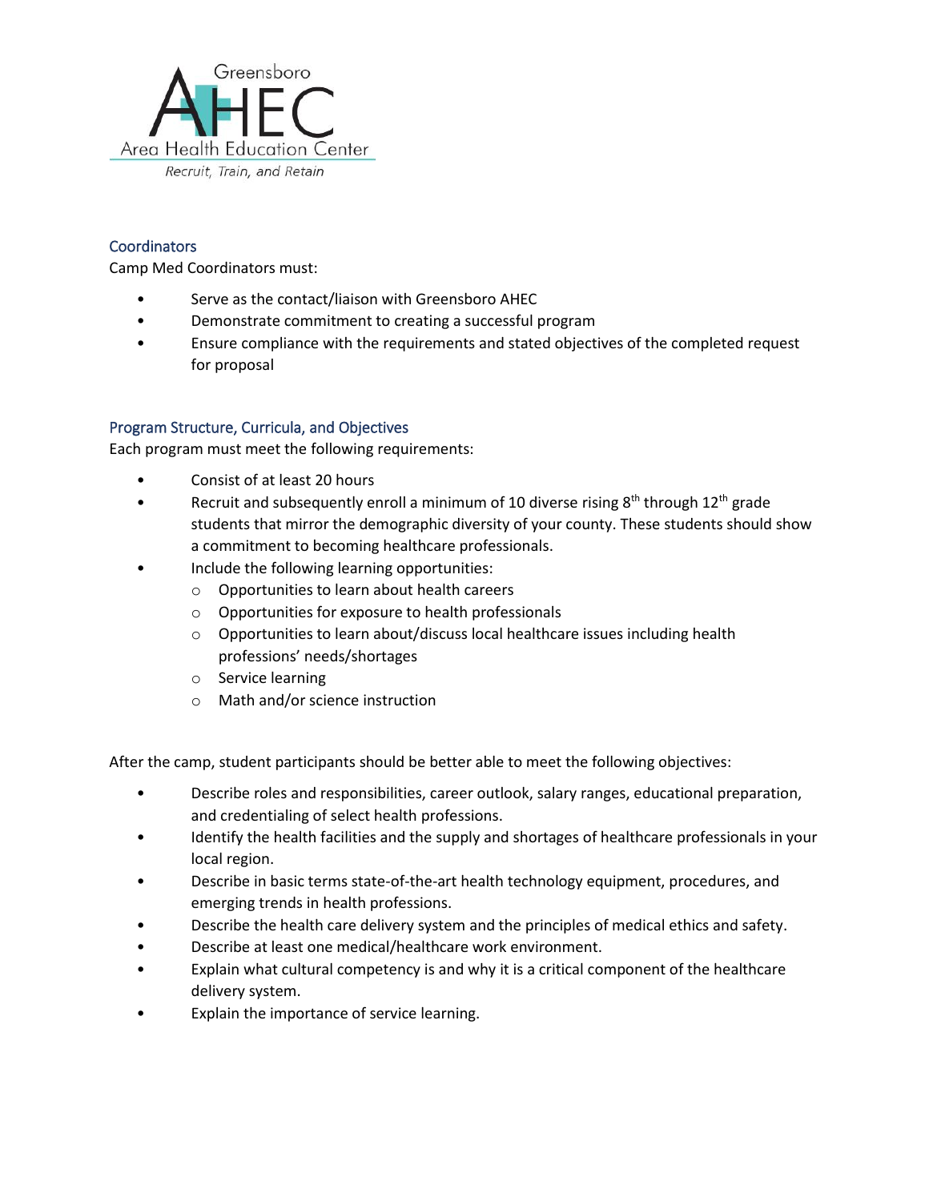## Coordinators

Camp Med Coordinators must:

- Serve as the contact/liaison with Greensboro AHEC
- Demonstrate commitment to creating a successful program
- Ensure compliance with the requirements and stated objectives of the completed request for proposal

## Program Structure, Curricula, and Objectives

Each program must meet the following requirements:

- Consist of at least 20 hours
- Recruit and subsequently enroll a minimum of 10 diverse rising 8th through 12th grade students that mirror the demographic diversity of your county. These students should show a commitment to becoming healthcare professionals.
- Include the following learning opportunities:
  - Opportunities to learn about health careers
  - Opportunities for exposure to health professionals
  - Opportunities to learn about/discuss local healthcare issues including health professions' needs/shortages
  - Service learning
  - Math and/or science instruction

After the camp, student participants should be better able to meet the following objectives:

- Describe roles and responsibilities, career outlook, salary ranges, educational preparation, and credentialing of select health professions.
- Identify the health facilities and the supply and shortages of healthcare professionals in your local region.
- Describe in basic terms state-of-the-art health technology equipment, procedures, and emerging trends in health professions.
- Describe the health care delivery system and the principles of medical ethics and safety.
- Describe at least one medical/healthcare work environment.
- Explain what cultural competency is and why it is a critical component of the healthcare delivery system.
- Explain the importance of service learning.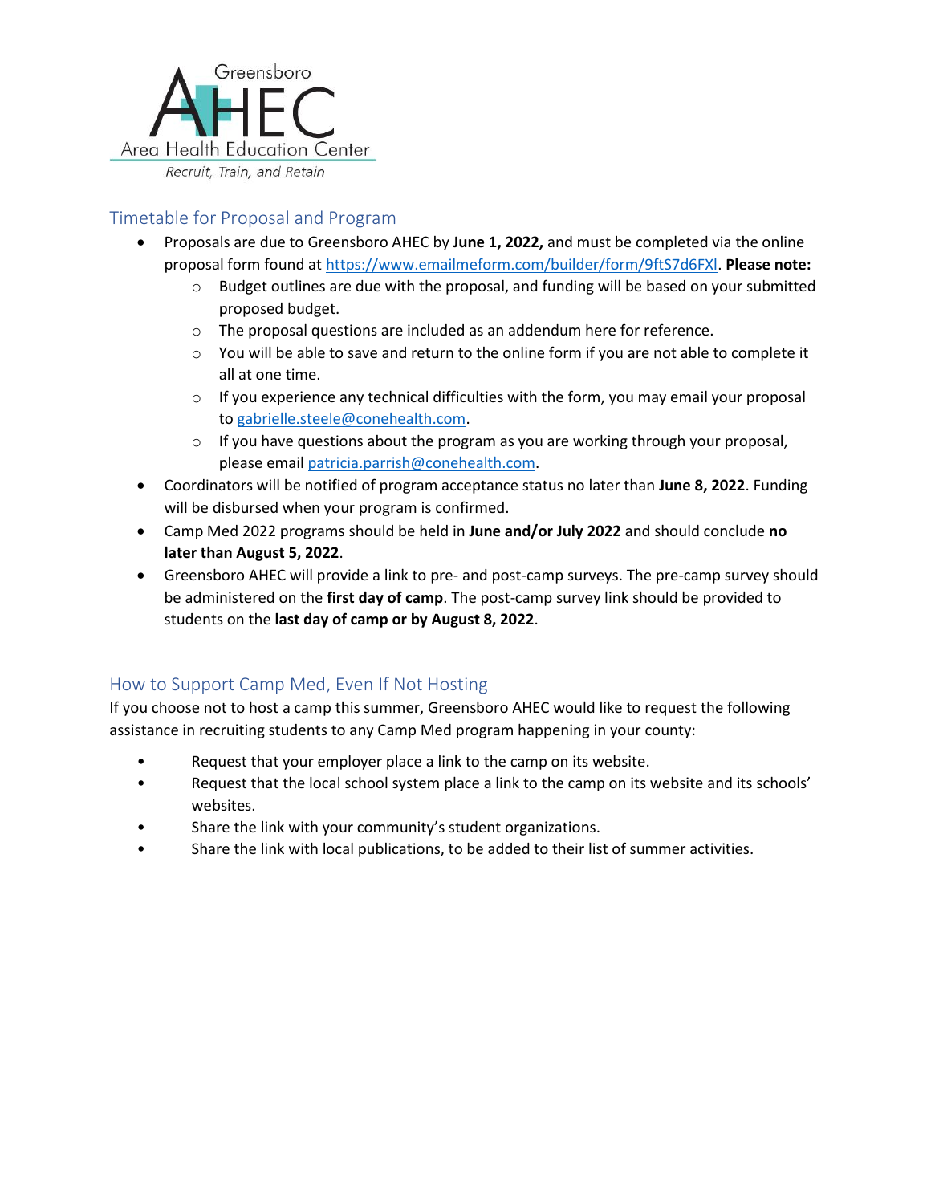Greensboro
AHEC
Area Health Education Center
*Recruit, Train, and Retain*

## Timetable for Proposal and Program

- Proposals are due to Greensboro AHEC by **June 1, 2022,** and must be completed via the online proposal form found at https://www.emailmeform.com/builder/form/9ftS7d6FXl. **Please note:**
  - Budget outlines are due with the proposal, and funding will be based on your submitted proposed budget.
  - The proposal questions are included as an addendum here for reference.
  - You will be able to save and return to the online form if you are not able to complete it all at one time.
  - If you experience any technical difficulties with the form, you may email your proposal to gabrielle.steele@conehealth.com.
  - If you have questions about the program as you are working through your proposal, please email patricia.parrish@conehealth.com.
- Coordinators will be notified of program acceptance status no later than **June 8, 2022**. Funding will be disbursed when your program is confirmed.
- Camp Med 2022 programs should be held in **June and/or July 2022** and should conclude **no later than August 5, 2022**.
- Greensboro AHEC will provide a link to pre- and post-camp surveys. The pre-camp survey should be administered on the **first day of camp**. The post-camp survey link should be provided to students on the **last day of camp or by August 8, 2022**.

## How to Support Camp Med, Even If Not Hosting

If you choose not to host a camp this summer, Greensboro AHEC would like to request the following assistance in recruiting students to any Camp Med program happening in your county:

- Request that your employer place a link to the camp on its website.
- Request that the local school system place a link to the camp on its website and its schools' websites.
- Share the link with your community's student organizations.
- Share the link with local publications, to be added to their list of summer activities.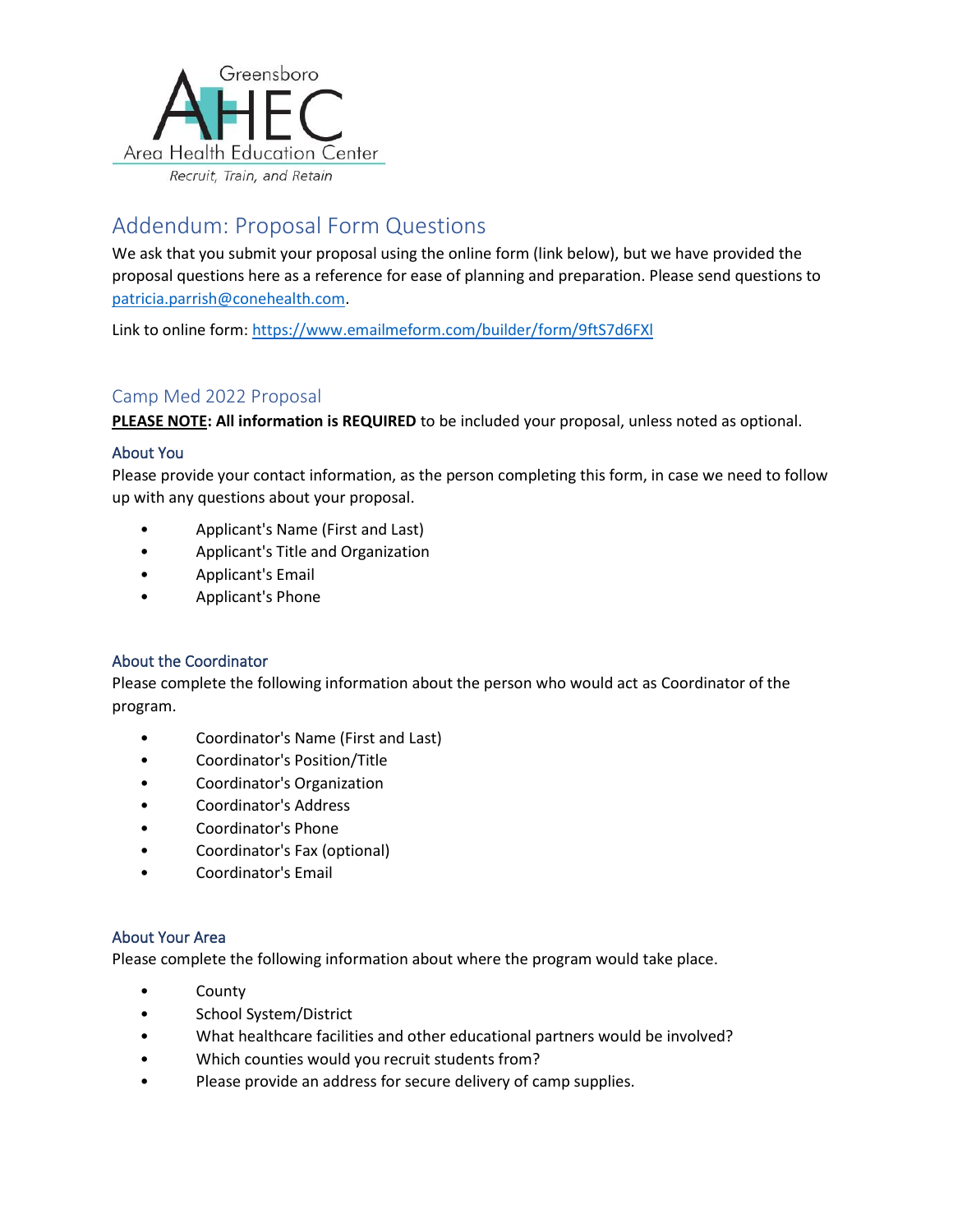Greensboro AHEC Area Health Education Center

*Recruit, Train, and Retain*

# Addendum: Proposal Form Questions

We ask that you submit your proposal using the online form (link below), but we have provided the proposal questions here as a reference for ease of planning and preparation. Please send questions to [patricia.parrish@conehealth.com](mailto:patricia.parrish@conehealth.com).

Link to online form: [https://www.emailmeform.com/builder/form/9ftS7d6FXl](https://www.emailmeform.com/builder/form/9ftS7d6FXl)

## Camp Med 2022 Proposal

**PLEASE NOTE: All information is REQUIRED** to be included your proposal, unless noted as optional.

### About You

Please provide your contact information, as the person completing this form, in case we need to follow up with any questions about your proposal.

- Applicant's Name (First and Last)
- Applicant's Title and Organization
- Applicant's Email
- Applicant's Phone

### About the Coordinator

Please complete the following information about the person who would act as Coordinator of the program.

- Coordinator's Name (First and Last)
- Coordinator's Position/Title
- Coordinator's Organization
- Coordinator's Address
- Coordinator's Phone
- Coordinator's Fax (optional)
- Coordinator's Email

### About Your Area

Please complete the following information about where the program would take place.

- County
- School System/District
- What healthcare facilities and other educational partners would be involved?
- Which counties would you recruit students from?
- Please provide an address for secure delivery of camp supplies.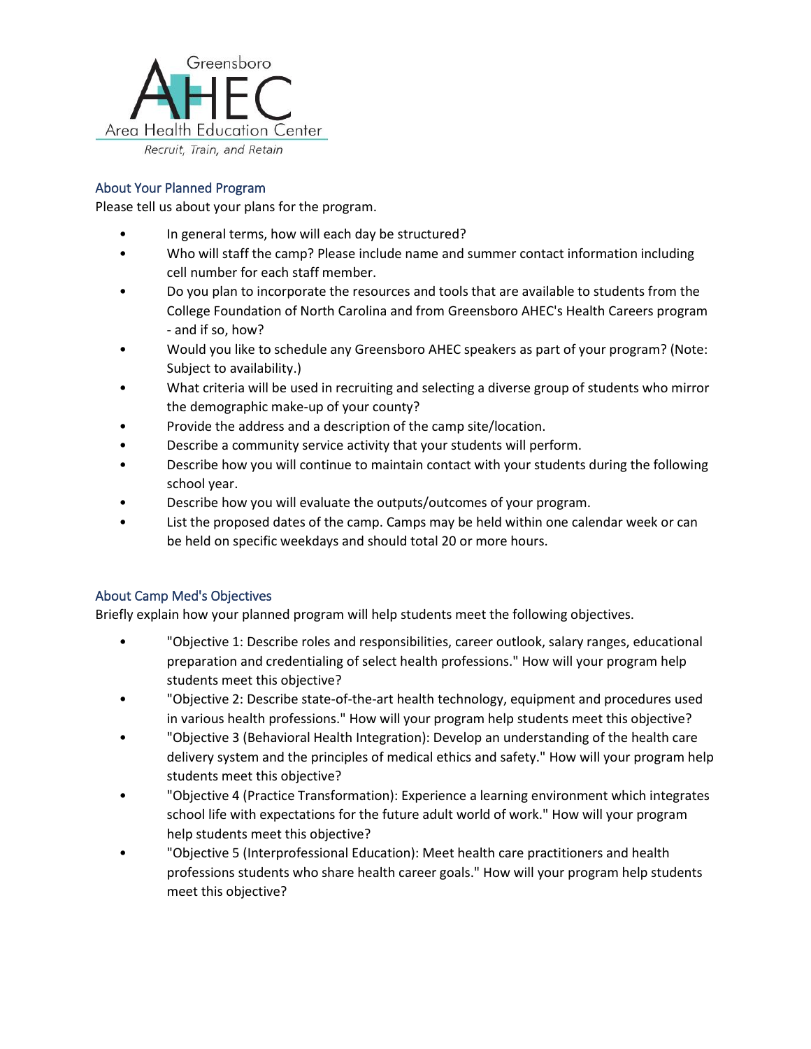## About Your Planned Program

Please tell us about your plans for the program.

- In general terms, how will each day be structured?
- Who will staff the camp? Please include name and summer contact information including cell number for each staff member.
- Do you plan to incorporate the resources and tools that are available to students from the College Foundation of North Carolina and from Greensboro AHEC's Health Careers program - and if so, how?
- Would you like to schedule any Greensboro AHEC speakers as part of your program? (Note: Subject to availability.)
- What criteria will be used in recruiting and selecting a diverse group of students who mirror the demographic make-up of your county?
- Provide the address and a description of the camp site/location.
- Describe a community service activity that your students will perform.
- Describe how you will continue to maintain contact with your students during the following school year.
- Describe how you will evaluate the outputs/outcomes of your program.
- List the proposed dates of the camp. Camps may be held within one calendar week or can be held on specific weekdays and should total 20 or more hours.

## About Camp Med's Objectives

Briefly explain how your planned program will help students meet the following objectives.

- "Objective 1: Describe roles and responsibilities, career outlook, salary ranges, educational preparation and credentialing of select health professions." How will your program help students meet this objective?
- "Objective 2: Describe state-of-the-art health technology, equipment and procedures used in various health professions." How will your program help students meet this objective?
- "Objective 3 (Behavioral Health Integration): Develop an understanding of the health care delivery system and the principles of medical ethics and safety." How will your program help students meet this objective?
- "Objective 4 (Practice Transformation): Experience a learning environment which integrates school life with expectations for the future adult world of work." How will your program help students meet this objective?
- "Objective 5 (Interprofessional Education): Meet health care practitioners and health professions students who share health career goals." How will your program help students meet this objective?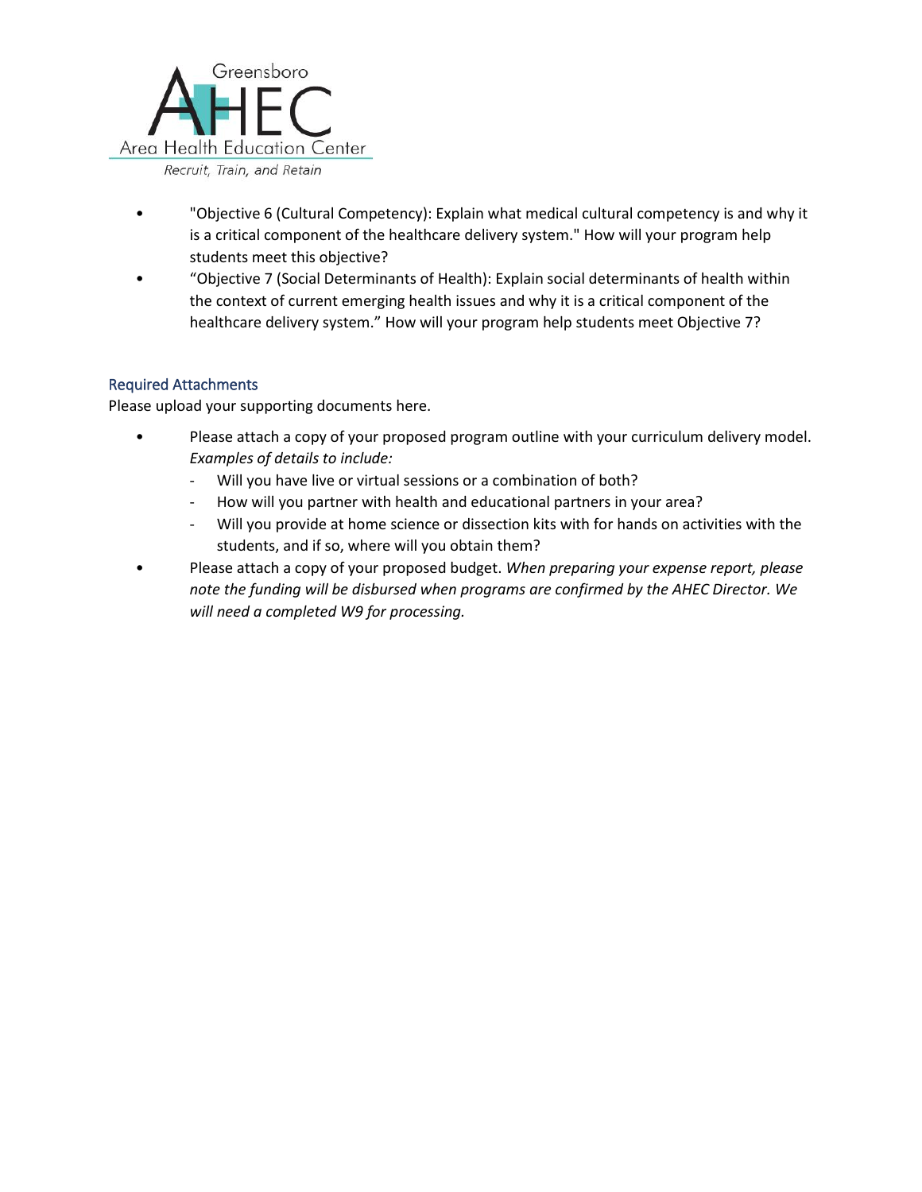- "Objective 6 (Cultural Competency): Explain what medical cultural competency is and why it is a critical component of the healthcare delivery system." How will your program help students meet this objective?
- "Objective 7 (Social Determinants of Health): Explain social determinants of health within the context of current emerging health issues and why it is a critical component of the healthcare delivery system." How will your program help students meet Objective 7?

### Required Attachments

Please upload your supporting documents here.

- Please attach a copy of your proposed program outline with your curriculum delivery model. *Examples of details to include:*
  - Will you have live or virtual sessions or a combination of both?
  - How will you partner with health and educational partners in your area?
  - Will you provide at home science or dissection kits with for hands on activities with the students, and if so, where will you obtain them?
- Please attach a copy of your proposed budget. *When preparing your expense report, please note the funding will be disbursed when programs are confirmed by the AHEC Director. We will need a completed W9 for processing.*